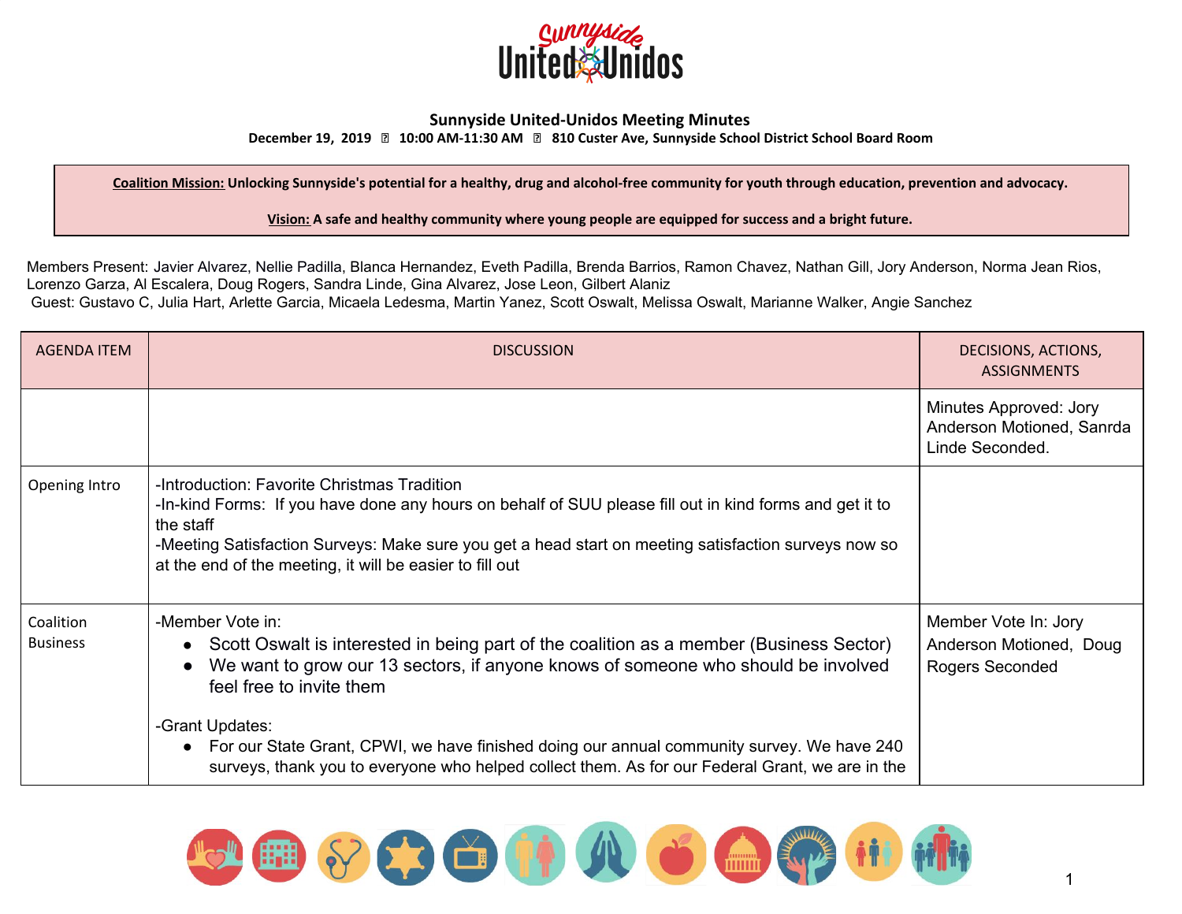# Sunnyside United-Unidos Meeting Minutes

**December 19, 2019 ▯ 10:00 AM-11:30 AM ▯ 810 Custer Ave, Sunnyside School District School Board Room**

**Coalition Mission:** Unlocking Sunnyside's potential for a healthy, drug and alcohol-free community for youth through education, prevention and advocacy.

**Vision:** A safe and healthy community where young people are equipped for success and a bright future.

Members Present: Javier Alvarez, Nellie Padilla, Blanca Hernandez, Eveth Padilla, Brenda Barrios, Ramon Chavez, Nathan Gill, Jory Anderson, Norma Jean Rios, Lorenzo Garza, Al Escalera, Doug Rogers, Sandra Linde, Gina Alvarez, Jose Leon, Gilbert Alaniz
Guest: Gustavo C, Julia Hart, Arlette Garcia, Micaela Ledesma, Martin Yanez, Scott Oswalt, Melissa Oswalt, Marianne Walker, Angie Sanchez

| AGENDA ITEM | DISCUSSION | DECISIONS, ACTIONS, ASSIGNMENTS |
|---|---|---|
| | | Minutes Approved: Jory Anderson Motioned, Sanrda Linde Seconded. |
| Opening Intro | -Introduction: Favorite Christmas Tradition<br>-In-kind Forms: If you have done any hours on behalf of SUU please fill out in kind forms and get it to the staff<br>-Meeting Satisfaction Surveys: Make sure you get a head start on meeting satisfaction surveys now so at the end of the meeting, it will be easier to fill out | |
| Coalition Business | -Member Vote in:<br>• Scott Oswalt is interested in being part of the coalition as a member (Business Sector)<br>• We want to grow our 13 sectors, if anyone knows of someone who should be involved feel free to invite them<br><br>-Grant Updates:<br>• For our State Grant, CPWI, we have finished doing our annual community survey. We have 240 surveys, thank you to everyone who helped collect them. As for our Federal Grant, we are in the | Member Vote In: Jory Anderson Motioned, Doug Rogers Seconded |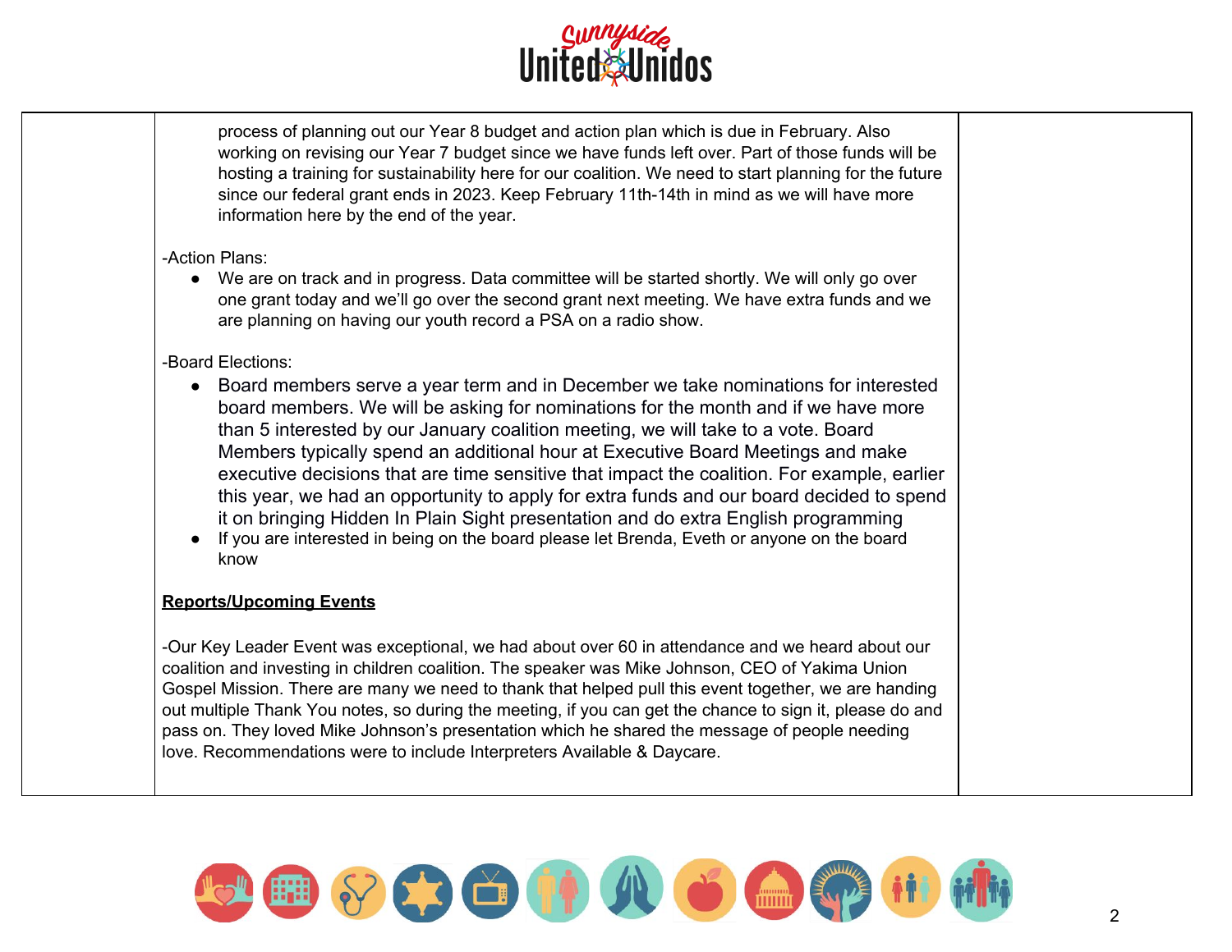| | | |
|---|---|---|
| | process of planning out our Year 8 budget and action plan which is due in February. Also working on revising our Year 7 budget since we have funds left over. Part of those funds will be hosting a training for sustainability here for our coalition. We need to start planning for the future since our federal grant ends in 2023. Keep February 11th-14th in mind as we will have more information here by the end of the year.<br><br>-Action Plans:<br>• We are on track and in progress. Data committee will be started shortly. We will only go over one grant today and we'll go over the second grant next meeting. We have extra funds and we are planning on having our youth record a PSA on a radio show.<br><br>-Board Elections:<br>• Board members serve a year term and in December we take nominations for interested board members. We will be asking for nominations for the month and if we have more than 5 interested by our January coalition meeting, we will take to a vote. Board Members typically spend an additional hour at Executive Board Meetings and make executive decisions that are time sensitive that impact the coalition. For example, earlier this year, we had an opportunity to apply for extra funds and our board decided to spend it on bringing Hidden In Plain Sight presentation and do extra English programming<br>• If you are interested in being on the board please let Brenda, Eveth or anyone on the board know<br><br>**<u>Reports/Upcoming Events</u>**<br><br>-Our Key Leader Event was exceptional, we had about over 60 in attendance and we heard about our coalition and investing in children coalition. The speaker was Mike Johnson, CEO of Yakima Union Gospel Mission. There are many we need to thank that helped pull this event together, we are handing out multiple Thank You notes, so during the meeting, if you can get the chance to sign it, please do and pass on. They loved Mike Johnson's presentation which he shared the message of people needing love. Recommendations were to include Interpreters Available & Daycare. | |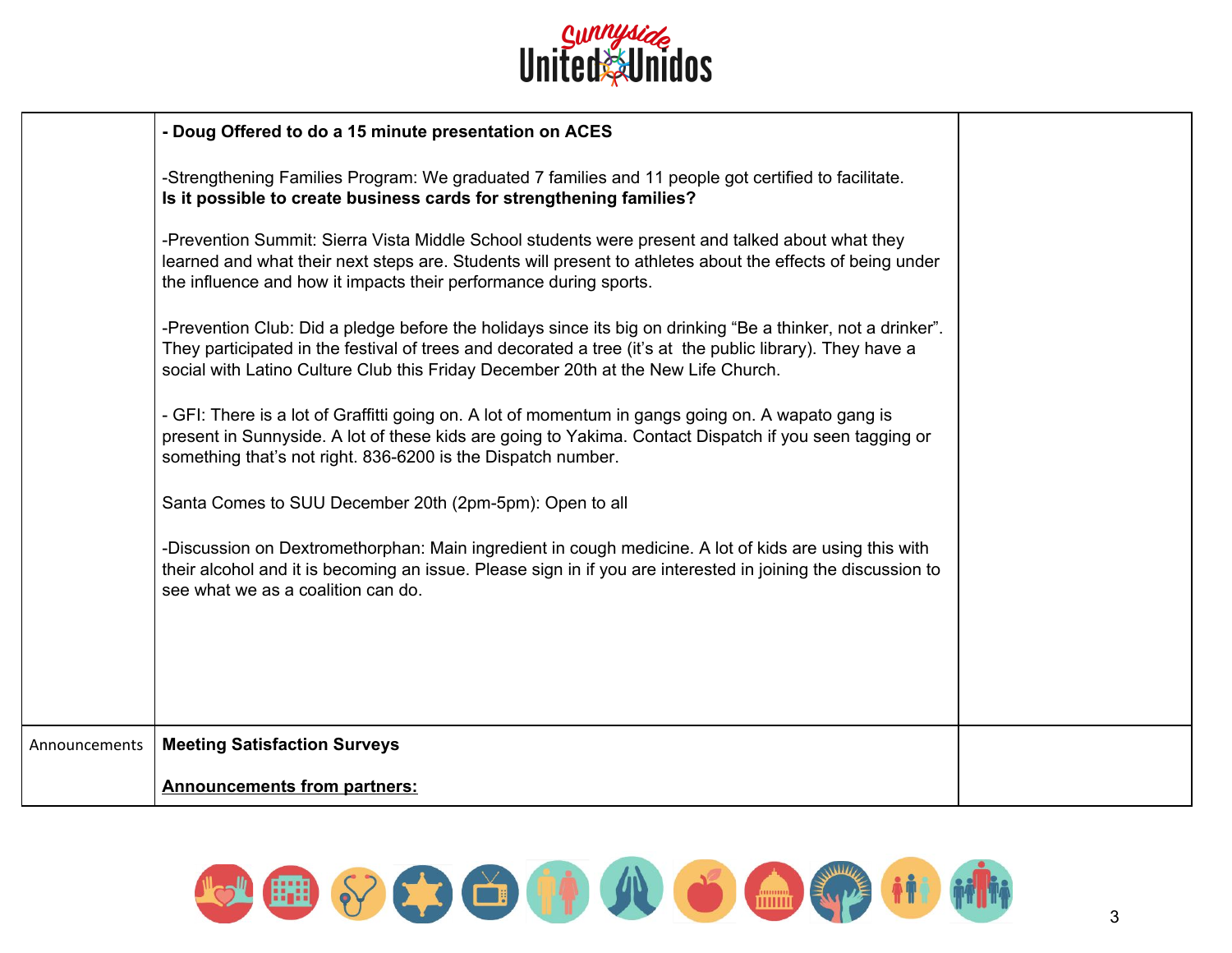| | | |
|---|---|---|
| | **- Doug Offered to do a 15 minute presentation on ACES**<br><br>-Strengthening Families Program: We graduated 7 families and 11 people got certified to facilitate.<br>**Is it possible to create business cards for strengthening families?**<br><br>-Prevention Summit: Sierra Vista Middle School students were present and talked about what they learned and what their next steps are. Students will present to athletes about the effects of being under the influence and how it impacts their performance during sports.<br><br>-Prevention Club: Did a pledge before the holidays since its big on drinking "Be a thinker, not a drinker". They participated in the festival of trees and decorated a tree (it's at the public library). They have a social with Latino Culture Club this Friday December 20th at the New Life Church.<br><br>- GFI: There is a lot of Graffitti going on. A lot of momentum in gangs going on. A wapato gang is present in Sunnyside. A lot of these kids are going to Yakima. Contact Dispatch if you seen tagging or something that's not right. 836-6200 is the Dispatch number.<br><br>Santa Comes to SUU December 20th (2pm-5pm): Open to all<br><br>-Discussion on Dextromethorphan: Main ingredient in cough medicine. A lot of kids are using this with their alcohol and it is becoming an issue. Please sign in if you are interested in joining the discussion to see what we as a coalition can do. | |
| Announcements | **Meeting Satisfaction Surveys**<br><br>**<u>Announcements from partners:</u>** | |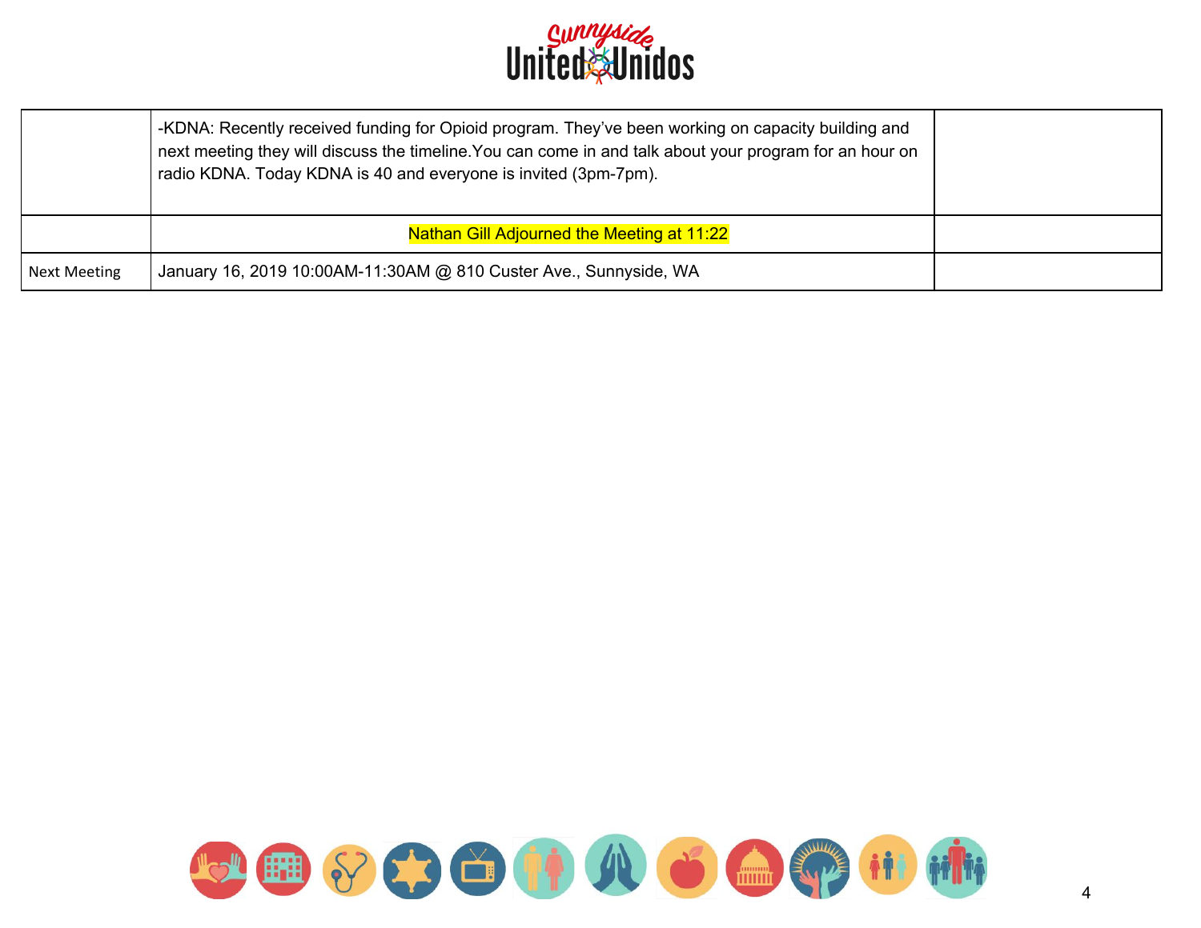| | | |
|---|---|---|
| | -KDNA: Recently received funding for Opioid program. They've been working on capacity building and next meeting they will discuss the timeline.You can come in and talk about your program for an hour on radio KDNA. Today KDNA is 40 and everyone is invited (3pm-7pm). | |
| | Nathan Gill Adjourned the Meeting at 11:22 | |
| Next Meeting | January 16, 2019 10:00AM-11:30AM @ 810 Custer Ave., Sunnyside, WA | |